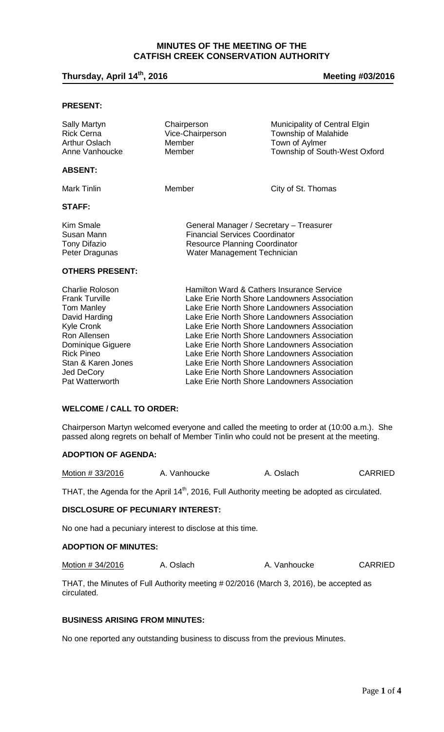# MINUTES OF THE MEETING OF THE CATFISH CREEK CONSERVATION AUTHORITY

**Thursday, April 14th, 2016** **Meeting #03/2016**

## PRESENT:

| | | |
|---|---|---|
| Sally Martyn | Chairperson | Municipality of Central Elgin |
| Rick Cerna | Vice-Chairperson | Township of Malahide |
| Arthur Oslach | Member | Town of Aylmer |
| Anne Vanhoucke | Member | Township of South-West Oxford |

## ABSENT:

| | | |
|---|---|---|
| Mark Tinlin | Member | City of St. Thomas |

## STAFF:

| | |
|---|---|
| Kim Smale | General Manager / Secretary – Treasurer |
| Susan Mann | Financial Services Coordinator |
| Tony Difazio | Resource Planning Coordinator |
| Peter Dragunas | Water Management Technician |

## OTHERS PRESENT:

| | |
|---|---|
| Charlie Roloson | Hamilton Ward & Cathers Insurance Service |
| Frank Turville | Lake Erie North Shore Landowners Association |
| Tom Manley | Lake Erie North Shore Landowners Association |
| David Harding | Lake Erie North Shore Landowners Association |
| Kyle Cronk | Lake Erie North Shore Landowners Association |
| Ron Allensen | Lake Erie North Shore Landowners Association |
| Dominique Giguere | Lake Erie North Shore Landowners Association |
| Rick Pineo | Lake Erie North Shore Landowners Association |
| Stan & Karen Jones | Lake Erie North Shore Landowners Association |
| Jed DeCory | Lake Erie North Shore Landowners Association |
| Pat Watterworth | Lake Erie North Shore Landowners Association |

## WELCOME / CALL TO ORDER:

Chairperson Martyn welcomed everyone and called the meeting to order at (10:00 a.m.). She passed along regrets on behalf of Member Tinlin who could not be present at the meeting.

## ADOPTION OF AGENDA:

| Motion # 33/2016 | A. Vanhoucke | A. Oslach | CARRIED |
|---|---|---|---|

THAT, the Agenda for the April 14th, 2016, Full Authority meeting be adopted as circulated.

## DISCLOSURE OF PECUNIARY INTEREST:

No one had a pecuniary interest to disclose at this time.

## ADOPTION OF MINUTES:

| Motion # 34/2016 | A. Oslach | A. Vanhoucke | CARRIED |
|---|---|---|---|

THAT, the Minutes of Full Authority meeting # 02/2016 (March 3, 2016), be accepted as circulated.

## BUSINESS ARISING FROM MINUTES:

No one reported any outstanding business to discuss from the previous Minutes.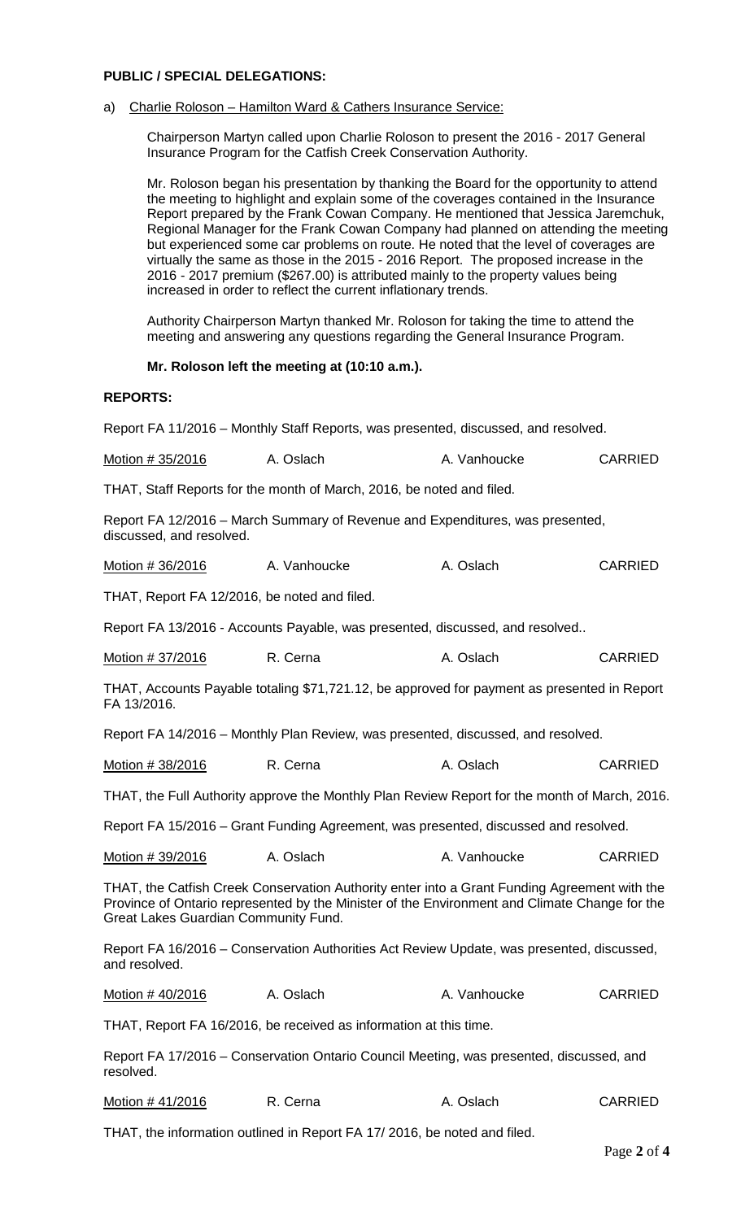**PUBLIC / SPECIAL DELEGATIONS:**

a) Charlie Roloson – Hamilton Ward & Cathers Insurance Service:

Chairperson Martyn called upon Charlie Roloson to present the 2016 - 2017 General Insurance Program for the Catfish Creek Conservation Authority.

Mr. Roloson began his presentation by thanking the Board for the opportunity to attend the meeting to highlight and explain some of the coverages contained in the Insurance Report prepared by the Frank Cowan Company. He mentioned that Jessica Jaremchuk, Regional Manager for the Frank Cowan Company had planned on attending the meeting but experienced some car problems on route. He noted that the level of coverages are virtually the same as those in the 2015 - 2016 Report. The proposed increase in the 2016 - 2017 premium ($267.00) is attributed mainly to the property values being increased in order to reflect the current inflationary trends.

Authority Chairperson Martyn thanked Mr. Roloson for taking the time to attend the meeting and answering any questions regarding the General Insurance Program.

**Mr. Roloson left the meeting at (10:10 a.m.).**

**REPORTS:**

Report FA 11/2016 – Monthly Staff Reports, was presented, discussed, and resolved.

| Motion # 35/2016 | A. Oslach | A. Vanhoucke | CARRIED |
|---|---|---|---|

THAT, Staff Reports for the month of March, 2016, be noted and filed.

Report FA 12/2016 – March Summary of Revenue and Expenditures, was presented, discussed, and resolved.

| Motion # 36/2016 | A. Vanhoucke | A. Oslach | CARRIED |
|---|---|---|---|

THAT, Report FA 12/2016, be noted and filed.

Report FA 13/2016 - Accounts Payable, was presented, discussed, and resolved..

| Motion # 37/2016 | R. Cerna | A. Oslach | CARRIED |
|---|---|---|---|

THAT, Accounts Payable totaling $71,721.12, be approved for payment as presented in Report FA 13/2016.

Report FA 14/2016 – Monthly Plan Review, was presented, discussed, and resolved.

| Motion # 38/2016 | R. Cerna | A. Oslach | CARRIED |
|---|---|---|---|

THAT, the Full Authority approve the Monthly Plan Review Report for the month of March, 2016.

Report FA 15/2016 – Grant Funding Agreement, was presented, discussed and resolved.

| Motion # 39/2016 | A. Oslach | A. Vanhoucke | CARRIED |
|---|---|---|---|

THAT, the Catfish Creek Conservation Authority enter into a Grant Funding Agreement with the Province of Ontario represented by the Minister of the Environment and Climate Change for the Great Lakes Guardian Community Fund.

Report FA 16/2016 – Conservation Authorities Act Review Update, was presented, discussed, and resolved.

| Motion # 40/2016 | A. Oslach | A. Vanhoucke | CARRIED |
|---|---|---|---|

THAT, Report FA 16/2016, be received as information at this time.

Report FA 17/2016 – Conservation Ontario Council Meeting, was presented, discussed, and resolved.

| Motion # 41/2016 | R. Cerna | A. Oslach | CARRIED |
|---|---|---|---|

THAT, the information outlined in Report FA 17/ 2016, be noted and filed.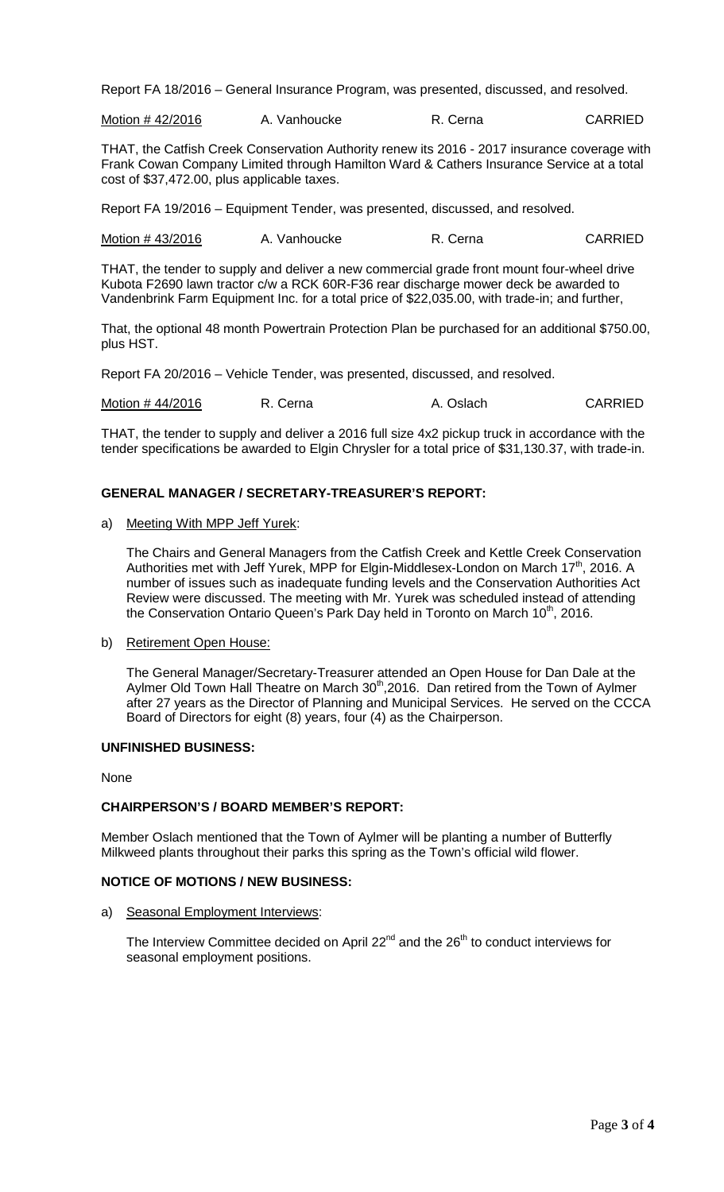Report FA 18/2016 – General Insurance Program, was presented, discussed, and resolved.

| Motion # 42/2016 | A. Vanhoucke | R. Cerna | CARRIED |
|---|---|---|---|

THAT, the Catfish Creek Conservation Authority renew its 2016 - 2017 insurance coverage with Frank Cowan Company Limited through Hamilton Ward & Cathers Insurance Service at a total cost of $37,472.00, plus applicable taxes.

Report FA 19/2016 – Equipment Tender, was presented, discussed, and resolved.

| Motion # 43/2016 | A. Vanhoucke | R. Cerna | CARRIED |
|---|---|---|---|

THAT, the tender to supply and deliver a new commercial grade front mount four-wheel drive Kubota F2690 lawn tractor c/w a RCK 60R-F36 rear discharge mower deck be awarded to Vandenbrink Farm Equipment Inc. for a total price of $22,035.00, with trade-in; and further,

That, the optional 48 month Powertrain Protection Plan be purchased for an additional $750.00, plus HST.

Report FA 20/2016 – Vehicle Tender, was presented, discussed, and resolved.

| Motion # 44/2016 | R. Cerna | A. Oslach | CARRIED |
|---|---|---|---|

THAT, the tender to supply and deliver a 2016 full size 4x2 pickup truck in accordance with the tender specifications be awarded to Elgin Chrysler for a total price of $31,130.37, with trade-in.

## GENERAL MANAGER / SECRETARY-TREASURER'S REPORT:

a) Meeting With MPP Jeff Yurek:

The Chairs and General Managers from the Catfish Creek and Kettle Creek Conservation Authorities met with Jeff Yurek, MPP for Elgin-Middlesex-London on March 17th, 2016. A number of issues such as inadequate funding levels and the Conservation Authorities Act Review were discussed. The meeting with Mr. Yurek was scheduled instead of attending the Conservation Ontario Queen's Park Day held in Toronto on March 10th, 2016.

b) Retirement Open House:

The General Manager/Secretary-Treasurer attended an Open House for Dan Dale at the Aylmer Old Town Hall Theatre on March 30th,2016. Dan retired from the Town of Aylmer after 27 years as the Director of Planning and Municipal Services. He served on the CCCA Board of Directors for eight (8) years, four (4) as the Chairperson.

## UNFINISHED BUSINESS:

None

## CHAIRPERSON'S / BOARD MEMBER'S REPORT:

Member Oslach mentioned that the Town of Aylmer will be planting a number of Butterfly Milkweed plants throughout their parks this spring as the Town's official wild flower.

## NOTICE OF MOTIONS / NEW BUSINESS:

a) Seasonal Employment Interviews:

The Interview Committee decided on April 22nd and the 26th to conduct interviews for seasonal employment positions.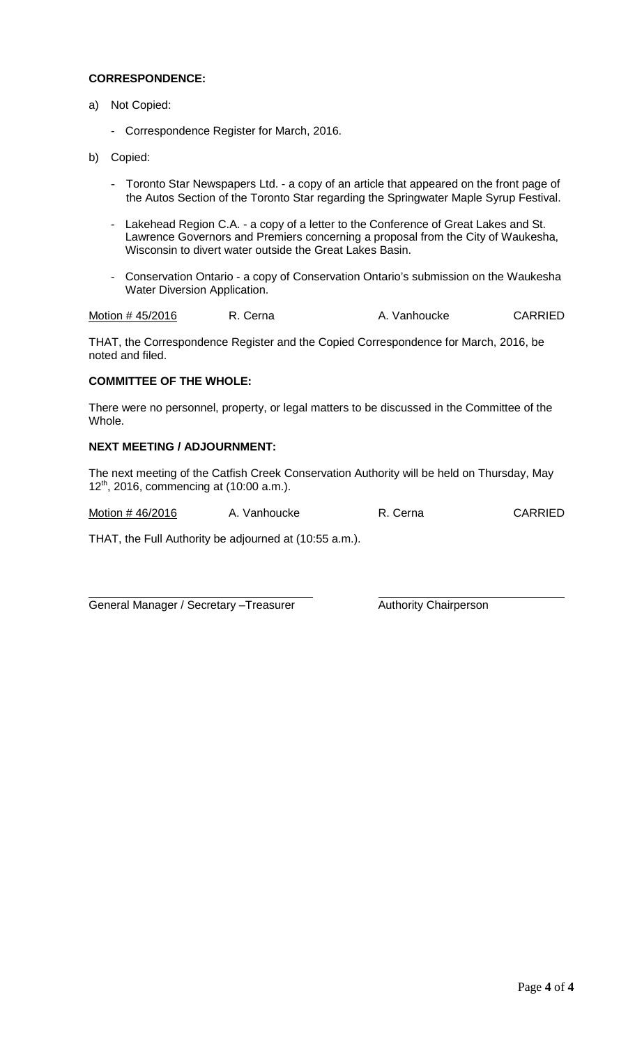**CORRESPONDENCE:**

a) Not Copied:

- Correspondence Register for March, 2016.

b) Copied:

- Toronto Star Newspapers Ltd. - a copy of an article that appeared on the front page of the Autos Section of the Toronto Star regarding the Springwater Maple Syrup Festival.

- Lakehead Region C.A. - a copy of a letter to the Conference of Great Lakes and St. Lawrence Governors and Premiers concerning a proposal from the City of Waukesha, Wisconsin to divert water outside the Great Lakes Basin.

- Conservation Ontario - a copy of Conservation Ontario's submission on the Waukesha Water Diversion Application.

| | | | |
|---|---|---|---|
| Motion # 45/2016 | R. Cerna | A. Vanhoucke | CARRIED |

THAT, the Correspondence Register and the Copied Correspondence for March, 2016, be noted and filed.

**COMMITTEE OF THE WHOLE:**

There were no personnel, property, or legal matters to be discussed in the Committee of the Whole.

**NEXT MEETING / ADJOURNMENT:**

The next meeting of the Catfish Creek Conservation Authority will be held on Thursday, May 12th, 2016, commencing at (10:00 a.m.).

| | | | |
|---|---|---|---|
| Motion # 46/2016 | A. Vanhoucke | R. Cerna | CARRIED |

THAT, the Full Authority be adjourned at (10:55 a.m.).

General Manager / Secretary –Treasurer

Authority Chairperson